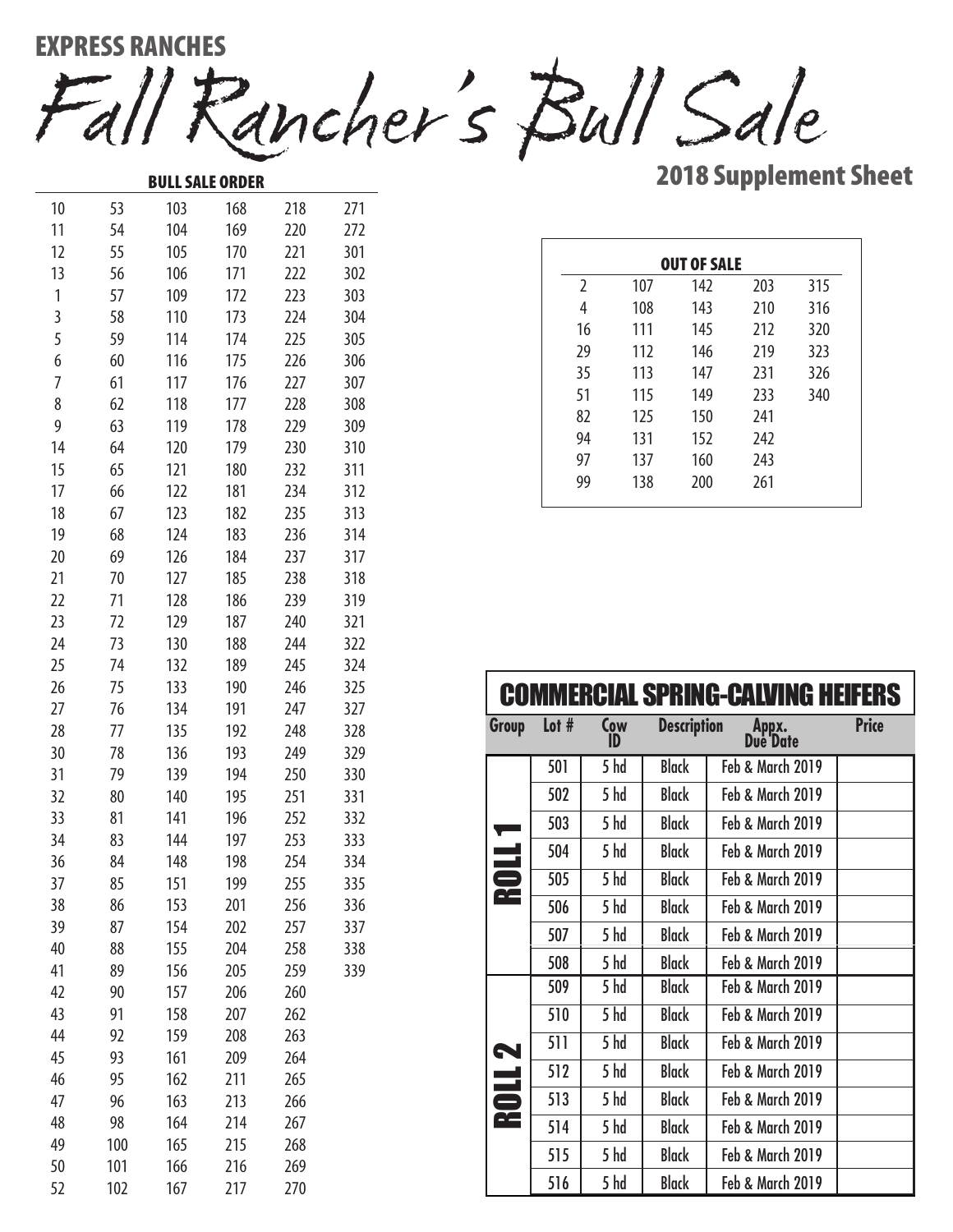# EXPRESS RANCHES

# Fall Rancher's Bull Sale

## 2018 Supplement Sheet

### BULL SALE ORDER

| | | | | | |
|---|---|---|---|---|---|
| 10 | 53 | 103 | 168 | 218 | 271 |
| 11 | 54 | 104 | 169 | 220 | 272 |
| 12 | 55 | 105 | 170 | 221 | 301 |
| 13 | 56 | 106 | 171 | 222 | 302 |
| 1 | 57 | 109 | 172 | 223 | 303 |
| 3 | 58 | 110 | 173 | 224 | 304 |
| 5 | 59 | 114 | 174 | 225 | 305 |
| 6 | 60 | 116 | 175 | 226 | 306 |
| 7 | 61 | 117 | 176 | 227 | 307 |
| 8 | 62 | 118 | 177 | 228 | 308 |
| 9 | 63 | 119 | 178 | 229 | 309 |
| 14 | 64 | 120 | 179 | 230 | 310 |
| 15 | 65 | 121 | 180 | 232 | 311 |
| 17 | 66 | 122 | 181 | 234 | 312 |
| 18 | 67 | 123 | 182 | 235 | 313 |
| 19 | 68 | 124 | 183 | 236 | 314 |
| 20 | 69 | 126 | 184 | 237 | 317 |
| 21 | 70 | 127 | 185 | 238 | 318 |
| 22 | 71 | 128 | 186 | 239 | 319 |
| 23 | 72 | 129 | 187 | 240 | 321 |
| 24 | 73 | 130 | 188 | 244 | 322 |
| 25 | 74 | 132 | 189 | 245 | 324 |
| 26 | 75 | 133 | 190 | 246 | 325 |
| 27 | 76 | 134 | 191 | 247 | 327 |
| 28 | 77 | 135 | 192 | 248 | 328 |
| 30 | 78 | 136 | 193 | 249 | 329 |
| 31 | 79 | 139 | 194 | 250 | 330 |
| 32 | 80 | 140 | 195 | 251 | 331 |
| 33 | 81 | 141 | 196 | 252 | 332 |
| 34 | 83 | 144 | 197 | 253 | 333 |
| 36 | 84 | 148 | 198 | 254 | 334 |
| 37 | 85 | 151 | 199 | 255 | 335 |
| 38 | 86 | 153 | 201 | 256 | 336 |
| 39 | 87 | 154 | 202 | 257 | 337 |
| 40 | 88 | 155 | 204 | 258 | 338 |
| 41 | 89 | 156 | 205 | 259 | 339 |
| 42 | 90 | 157 | 206 | 260 | |
| 43 | 91 | 158 | 207 | 262 | |
| 44 | 92 | 159 | 208 | 263 | |
| 45 | 93 | 161 | 209 | 264 | |
| 46 | 95 | 162 | 211 | 265 | |
| 47 | 96 | 163 | 213 | 266 | |
| 48 | 98 | 164 | 214 | 267 | |
| 49 | 100 | 165 | 215 | 268 | |
| 50 | 101 | 166 | 216 | 269 | |
| 52 | 102 | 167 | 217 | 270 | |

### OUT OF SALE

| | | | | |
|---|---|---|---|---|
| 2 | 107 | 142 | 203 | 315 |
| 4 | 108 | 143 | 210 | 316 |
| 16 | 111 | 145 | 212 | 320 |
| 29 | 112 | 146 | 219 | 323 |
| 35 | 113 | 147 | 231 | 326 |
| 51 | 115 | 149 | 233 | 340 |
| 82 | 125 | 150 | 241 | |
| 94 | 131 | 152 | 242 | |
| 97 | 137 | 160 | 243 | |
| 99 | 138 | 200 | 261 | |

### COMMERCIAL SPRING-CALVING HEIFERS

| Group | Lot # | Cow ID | Description | Appx. Due Date | Price |
|---|---|---|---|---|---|
| ROLL 1 | 501 | 5 hd | Black | Feb & March 2019 | |
| | 502 | 5 hd | Black | Feb & March 2019 | |
| | 503 | 5 hd | Black | Feb & March 2019 | |
| | 504 | 5 hd | Black | Feb & March 2019 | |
| | 505 | 5 hd | Black | Feb & March 2019 | |
| | 506 | 5 hd | Black | Feb & March 2019 | |
| | 507 | 5 hd | Black | Feb & March 2019 | |
| | 508 | 5 hd | Black | Feb & March 2019 | |
| ROLL 2 | 509 | 5 hd | Black | Feb & March 2019 | |
| | 510 | 5 hd | Black | Feb & March 2019 | |
| | 511 | 5 hd | Black | Feb & March 2019 | |
| | 512 | 5 hd | Black | Feb & March 2019 | |
| | 513 | 5 hd | Black | Feb & March 2019 | |
| | 514 | 5 hd | Black | Feb & March 2019 | |
| | 515 | 5 hd | Black | Feb & March 2019 | |
| | 516 | 5 hd | Black | Feb & March 2019 | |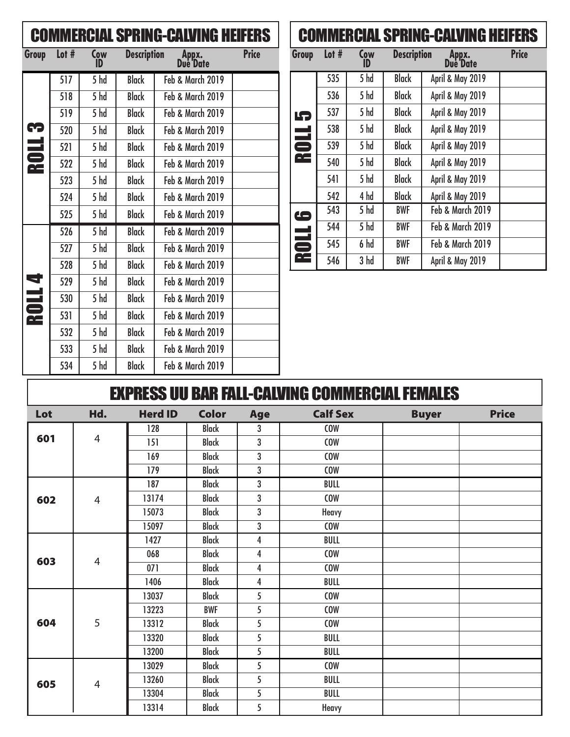## COMMERCIAL SPRING-CALVING HEIFERS

| Group | Lot # | Cow ID | Description | Appx. Due Date | Price |
|---|---|---|---|---|---|
| ROLL 3 | 517 | 5 hd | Black | Feb & March 2019 | |
| | 518 | 5 hd | Black | Feb & March 2019 | |
| | 519 | 5 hd | Black | Feb & March 2019 | |
| | 520 | 5 hd | Black | Feb & March 2019 | |
| | 521 | 5 hd | Black | Feb & March 2019 | |
| | 522 | 5 hd | Black | Feb & March 2019 | |
| | 523 | 5 hd | Black | Feb & March 2019 | |
| | 524 | 5 hd | Black | Feb & March 2019 | |
| | 525 | 5 hd | Black | Feb & March 2019 | |
| ROLL 4 | 526 | 5 hd | Black | Feb & March 2019 | |
| | 527 | 5 hd | Black | Feb & March 2019 | |
| | 528 | 5 hd | Black | Feb & March 2019 | |
| | 529 | 5 hd | Black | Feb & March 2019 | |
| | 530 | 5 hd | Black | Feb & March 2019 | |
| | 531 | 5 hd | Black | Feb & March 2019 | |
| | 532 | 5 hd | Black | Feb & March 2019 | |
| | 533 | 5 hd | Black | Feb & March 2019 | |
| | 534 | 5 hd | Black | Feb & March 2019 | |

## COMMERCIAL SPRING-CALVING HEIFERS

| Group | Lot # | Cow ID | Description | Appx. Due Date | Price |
|---|---|---|---|---|---|
| ROLL 5 | 535 | 5 hd | Black | April & May 2019 | |
| | 536 | 5 hd | Black | April & May 2019 | |
| | 537 | 5 hd | Black | April & May 2019 | |
| | 538 | 5 hd | Black | April & May 2019 | |
| | 539 | 5 hd | Black | April & May 2019 | |
| | 540 | 5 hd | Black | April & May 2019 | |
| | 541 | 5 hd | Black | April & May 2019 | |
| | 542 | 4 hd | Black | April & May 2019 | |
| ROLL 6 | 543 | 5 hd | BWF | Feb & March 2019 | |
| | 544 | 5 hd | BWF | Feb & March 2019 | |
| | 545 | 6 hd | BWF | Feb & March 2019 | |
| | 546 | 3 hd | BWF | April & May 2019 | |

## EXPRESS UU BAR FALL-CALVING COMMERCIAL FEMALES

| Lot | Hd. | Herd ID | Color | Age | Calf Sex | Buyer | Price |
|---|---|---|---|---|---|---|---|
| 601 | 4 | 128 | Black | 3 | COW | | |
| | | 151 | Black | 3 | COW | | |
| | | 169 | Black | 3 | COW | | |
| | | 179 | Black | 3 | COW | | |
| 602 | 4 | 187 | Black | 3 | BULL | | |
| | | 13174 | Black | 3 | COW | | |
| | | 15073 | Black | 3 | Heavy | | |
| | | 15097 | Black | 3 | COW | | |
| 603 | 4 | 1427 | Black | 4 | BULL | | |
| | | 068 | Black | 4 | COW | | |
| | | 071 | Black | 4 | COW | | |
| | | 1406 | Black | 4 | BULL | | |
| 604 | 5 | 13037 | Black | 5 | COW | | |
| | | 13223 | BWF | 5 | COW | | |
| | | 13312 | Black | 5 | COW | | |
| | | 13320 | Black | 5 | BULL | | |
| | | 13200 | Black | 5 | BULL | | |
| 605 | 4 | 13029 | Black | 5 | COW | | |
| | | 13260 | Black | 5 | BULL | | |
| | | 13304 | Black | 5 | BULL | | |
| | | 13314 | Black | 5 | Heavy | | |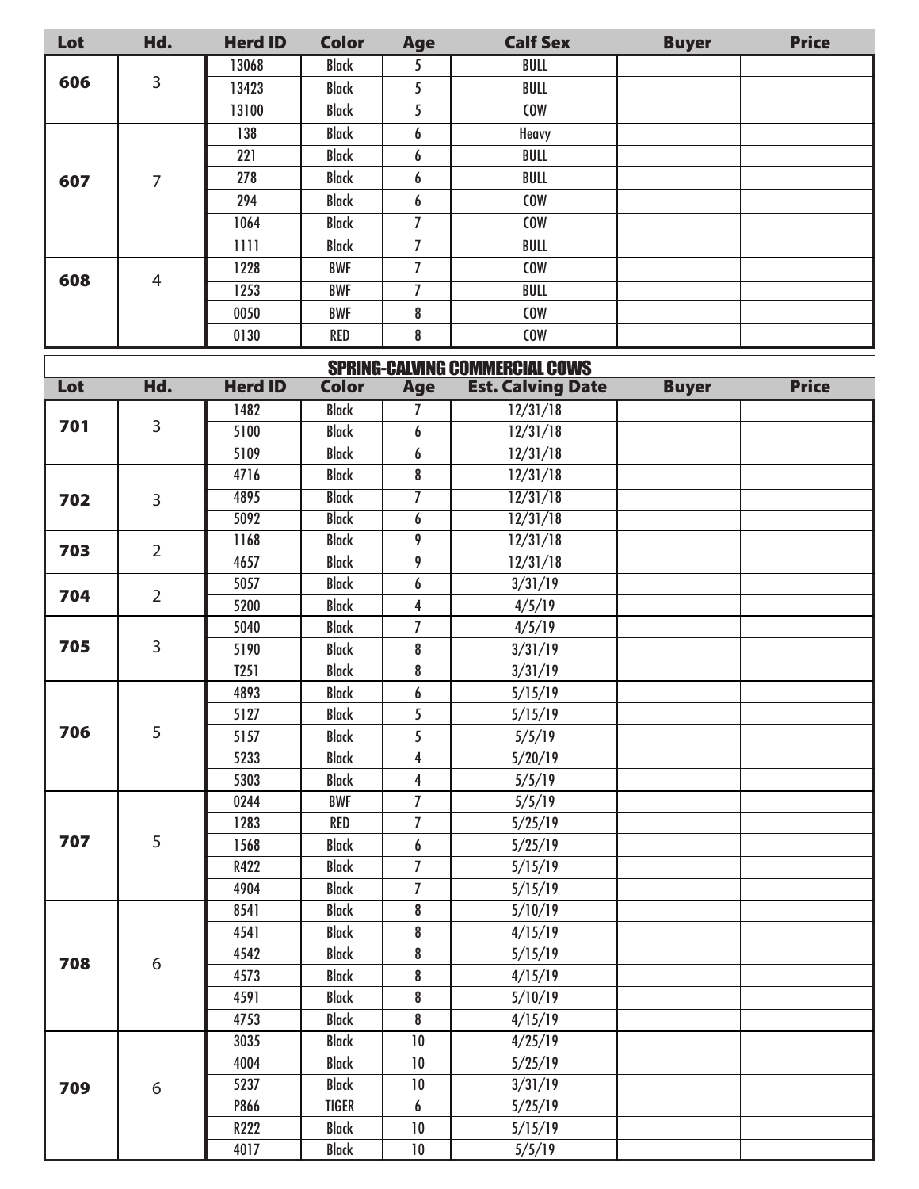| Lot | Hd. | Herd ID | Color | Age | Calf Sex | Buyer | Price |
|---|---|---|---|---|---|---|---|
| 606 | 3 | 13068 | Black | 5 | BULL | | |
| | | 13423 | Black | 5 | BULL | | |
| | | 13100 | Black | 5 | COW | | |
| 607 | 7 | 138 | Black | 6 | Heavy | | |
| | | 221 | Black | 6 | BULL | | |
| | | 278 | Black | 6 | BULL | | |
| | | 294 | Black | 6 | COW | | |
| | | 1064 | Black | 7 | COW | | |
| | | 1111 | Black | 7 | BULL | | |
| 608 | 4 | 1228 | BWF | 7 | COW | | |
| | | 1253 | BWF | 7 | BULL | | |
| | | 0050 | BWF | 8 | COW | | |
| | | 0130 | RED | 8 | COW | | |

## SPRING-CALVING COMMERCIAL COWS

| Lot | Hd. | Herd ID | Color | Age | Est. Calving Date | Buyer | Price |
|---|---|---|---|---|---|---|---|
| 701 | 3 | 1482 | Black | 7 | 12/31/18 | | |
| | | 5100 | Black | 6 | 12/31/18 | | |
| | | 5109 | Black | 6 | 12/31/18 | | |
| 702 | 3 | 4716 | Black | 8 | 12/31/18 | | |
| | | 4895 | Black | 7 | 12/31/18 | | |
| | | 5092 | Black | 6 | 12/31/18 | | |
| 703 | 2 | 1168 | Black | 9 | 12/31/18 | | |
| | | 4657 | Black | 9 | 12/31/18 | | |
| 704 | 2 | 5057 | Black | 6 | 3/31/19 | | |
| | | 5200 | Black | 4 | 4/5/19 | | |
| 705 | 3 | 5040 | Black | 7 | 4/5/19 | | |
| | | 5190 | Black | 8 | 3/31/19 | | |
| | | T251 | Black | 8 | 3/31/19 | | |
| 706 | 5 | 4893 | Black | 6 | 5/15/19 | | |
| | | 5127 | Black | 5 | 5/15/19 | | |
| | | 5157 | Black | 5 | 5/5/19 | | |
| | | 5233 | Black | 4 | 5/20/19 | | |
| | | 5303 | Black | 4 | 5/5/19 | | |
| 707 | 5 | 0244 | BWF | 7 | 5/5/19 | | |
| | | 1283 | RED | 7 | 5/25/19 | | |
| | | 1568 | Black | 6 | 5/25/19 | | |
| | | R422 | Black | 7 | 5/15/19 | | |
| | | 4904 | Black | 7 | 5/15/19 | | |
| 708 | 6 | 8541 | Black | 8 | 5/10/19 | | |
| | | 4541 | Black | 8 | 4/15/19 | | |
| | | 4542 | Black | 8 | 5/15/19 | | |
| | | 4573 | Black | 8 | 4/15/19 | | |
| | | 4591 | Black | 8 | 5/10/19 | | |
| | | 4753 | Black | 8 | 4/15/19 | | |
| 709 | 6 | 3035 | Black | 10 | 4/25/19 | | |
| | | 4004 | Black | 10 | 5/25/19 | | |
| | | 5237 | Black | 10 | 3/31/19 | | |
| | | P866 | TIGER | 6 | 5/25/19 | | |
| | | R222 | Black | 10 | 5/15/19 | | |
| | | 4017 | Black | 10 | 5/5/19 | | |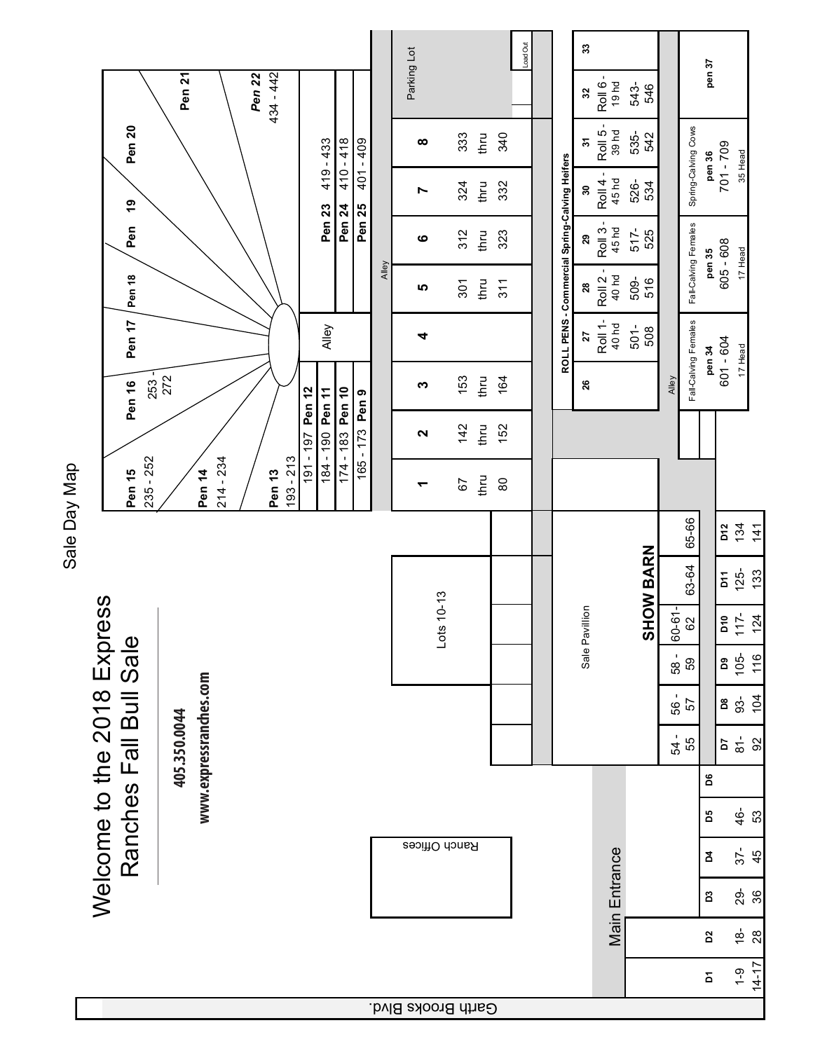# Sale Day Map

## Welcome to the 2018 Express Ranches Fall Bull Sale

**405.350.0044**
**www.expressranches.com**

Garth Brooks Blvd.

Main Entrance

Ranch Offices

Sale Pavillion

Lots 10-13

Parking Lot

Load Out

Alley

### SHOW BARN

| D1 | D2 | D3 | D4 | D5 | D6 | D7 | D8 | D9 | D10 | D11 | D12 |
|---|---|---|---|---|---|---|---|---|---|---|---|
| 1-9, 14-17 | 18-28 | 29-36 | 37-45 | 46-53 | | 81-92 | 93-104 | 105-116 | 117-124 | 125-133 | 134-141 |

| | | | | | |
|---|---|---|---|---|---|
| 54-55 | 56-57 | 58-59 | 60-61-62 | 63-64 | 65-66 |

### Pens

| Pen | Lots |
|---|---|
| 1 | 67 thru 80 |
| 2 | 142 thru 152 |
| 3 | 153 thru 164 |
| 4 | |
| 5 | 301 thru 311 |
| 6 | 312 thru 323 |
| 7 | 324 thru 332 |
| 8 | 333 thru 340 |
| Pen 9 | 165 - 173 |
| Pen 10 | 174 - 183 |
| Pen 11 | 184 - 190 |
| Pen 12 | 191 - 197 |
| Pen 13 | 193 - 213 |
| Pen 14 | 214 - 234 |
| Pen 15 | 235 - 252 |
| Pen 16 | 253 - 272 |
| Pen 17 | |
| Pen 18 | |
| Pen 19 | |
| Pen 20 | |
| Pen 21 | |
| Pen 22 | 434 - 442 |
| Pen 23 | 419 - 433 |
| Pen 24 | 410 - 418 |
| Pen 25 | 401 - 409 |

### ROLL PENS - Commercial Spring-Calving Heifers

| 26 | 27 | 28 | 29 | 30 | 31 | 32 | 33 |
|---|---|---|---|---|---|---|---|
| | Roll 1- 40 hd | Roll 2 - 40 hd | Roll 3 - 45 hd | Roll 4 - 45 hd | Roll 5 - 39 hd | Roll 6 - 19 hd | |
| | 501-508 | 509-516 | 517-525 | 526-534 | 535-542 | 543-546 | |

| pen 34 | pen 35 | pen 36 | pen 37 |
|---|---|---|---|
| Fall-Calving Females | Fall-Calving Females | Spring-Calving Cows | |
| 601 - 604 | 605 - 608 | 701 - 709 | |
| 17 Head | 17 Head | 35 Head | |